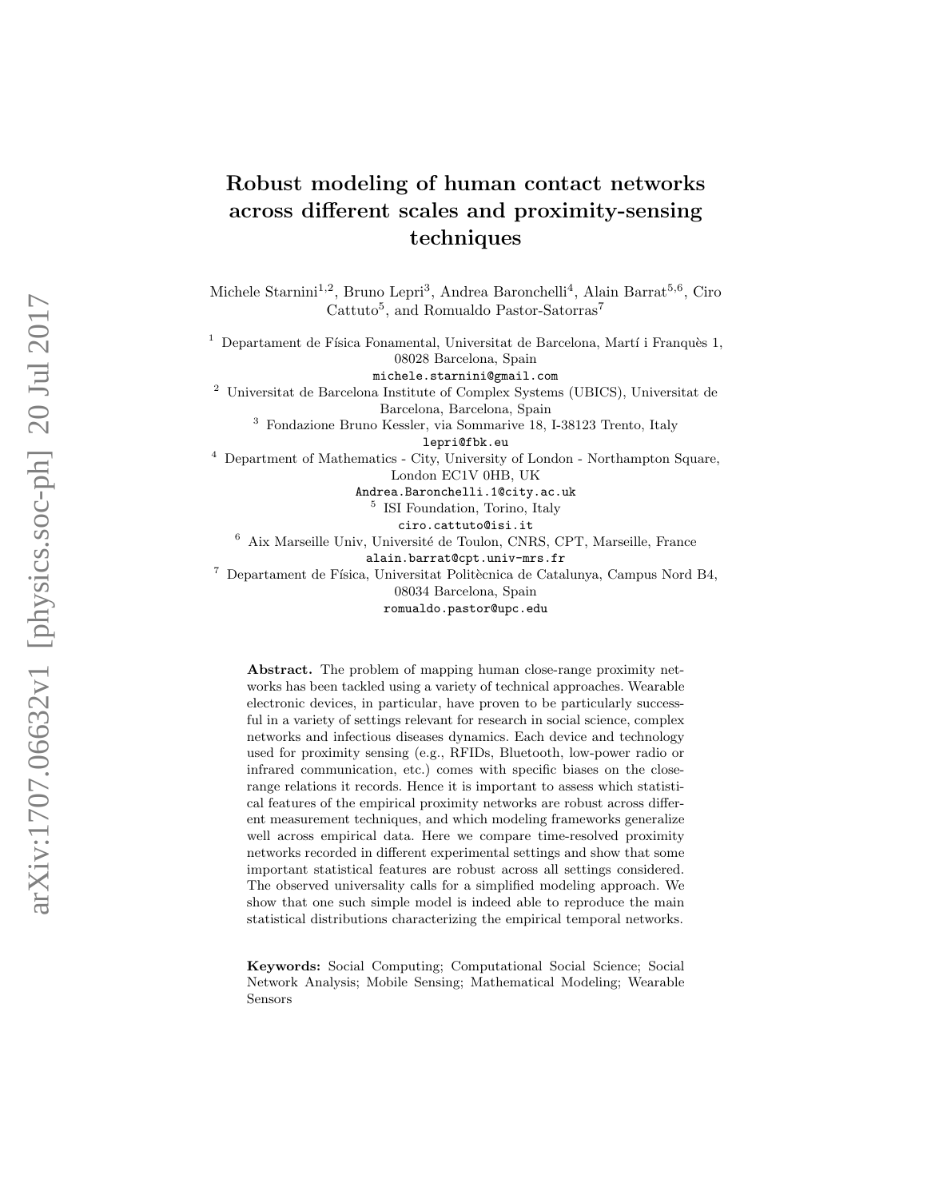# Robust modeling of human contact networks across different scales and proximity-sensing techniques

Michele Starnini[1,2], Bruno Lepri[3], Andrea Baronchelli[4], Alain Barrat[5,6], Ciro Cattuto[5], and Romualdo Pastor-Satorras[7]

[1] Departament de Física Fonamental, Universitat de Barcelona, Martí i Franquès 1, 08028 Barcelona, Spain
michele.starnini@gmail.com

[2] Universitat de Barcelona Institute of Complex Systems (UBICS), Universitat de Barcelona, Barcelona, Spain

[3] Fondazione Bruno Kessler, via Sommarive 18, I-38123 Trento, Italy
lepri@fbk.eu

[4] Department of Mathematics - City, University of London - Northampton Square, London EC1V 0HB, UK
Andrea.Baronchelli.1@city.ac.uk

[5] ISI Foundation, Torino, Italy
ciro.cattuto@isi.it

[6] Aix Marseille Univ, Université de Toulon, CNRS, CPT, Marseille, France
alain.barrat@cpt.univ-mrs.fr

[7] Departament de Física, Universitat Politècnica de Catalunya, Campus Nord B4, 08034 Barcelona, Spain
romualdo.pastor@upc.edu

**Abstract.** The problem of mapping human close-range proximity networks has been tackled using a variety of technical approaches. Wearable electronic devices, in particular, have proven to be particularly successful in a variety of settings relevant for research in social science, complex networks and infectious diseases dynamics. Each device and technology used for proximity sensing (e.g., RFIDs, Bluetooth, low-power radio or infrared communication, etc.) comes with specific biases on the close-range relations it records. Hence it is important to assess which statistical features of the empirical proximity networks are robust across different measurement techniques, and which modeling frameworks generalize well across empirical data. Here we compare time-resolved proximity networks recorded in different experimental settings and show that some important statistical features are robust across all settings considered. The observed universality calls for a simplified modeling approach. We show that one such simple model is indeed able to reproduce the main statistical distributions characterizing the empirical temporal networks.

**Keywords:** Social Computing; Computational Social Science; Social Network Analysis; Mobile Sensing; Mathematical Modeling; Wearable Sensors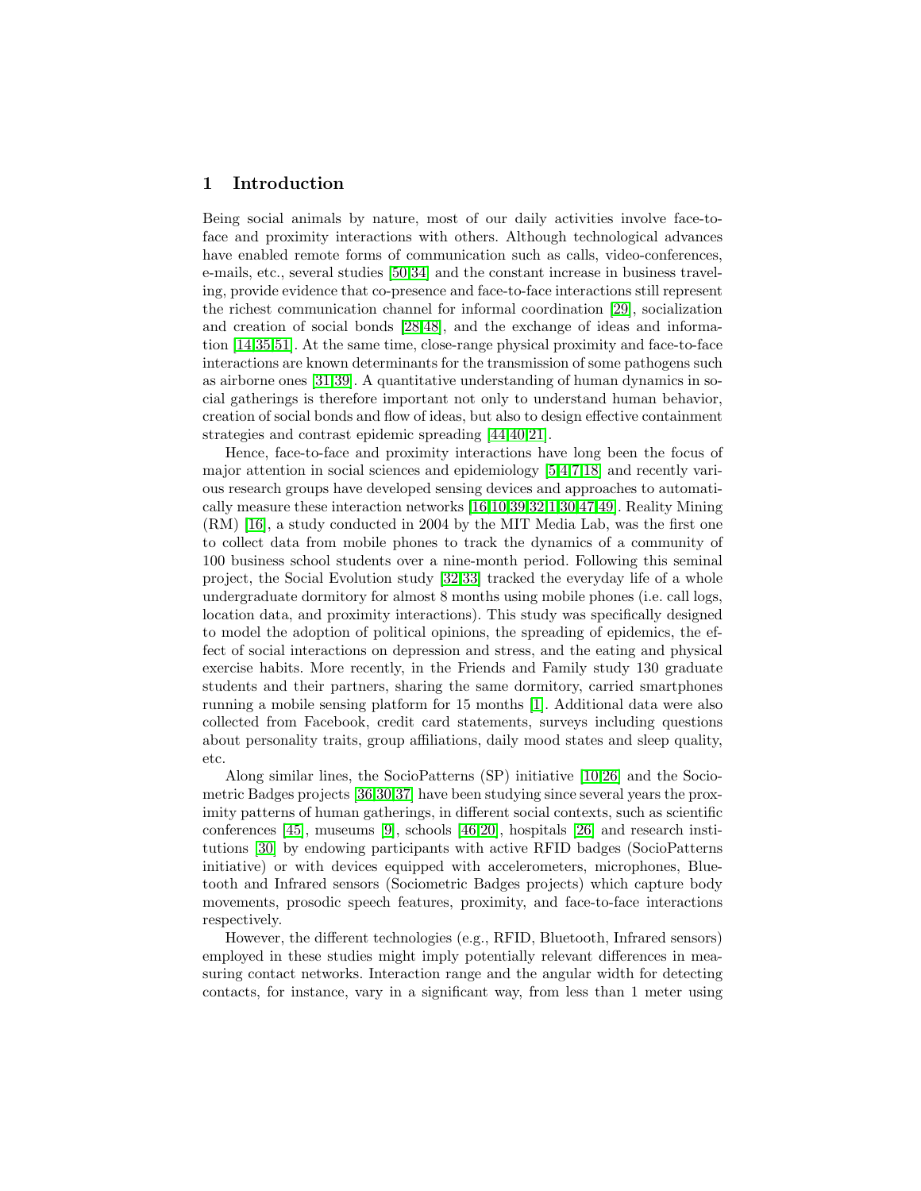## 1 Introduction

Being social animals by nature, most of our daily activities involve face-to-face and proximity interactions with others. Although technological advances have enabled remote forms of communication such as calls, video-conferences, e-mails, etc., several studies [50,34] and the constant increase in business traveling, provide evidence that co-presence and face-to-face interactions still represent the richest communication channel for informal coordination [29], socialization and creation of social bonds [28,48], and the exchange of ideas and information [14,35,51]. At the same time, close-range physical proximity and face-to-face interactions are known determinants for the transmission of some pathogens such as airborne ones [31,39]. A quantitative understanding of human dynamics in social gatherings is therefore important not only to understand human behavior, creation of social bonds and flow of ideas, but also to design effective containment strategies and contrast epidemic spreading [44,40,21].

Hence, face-to-face and proximity interactions have long been the focus of major attention in social sciences and epidemiology [5,4,7,18] and recently various research groups have developed sensing devices and approaches to automatically measure these interaction networks [16,10,39,32,1,30,47,49]. Reality Mining (RM) [16], a study conducted in 2004 by the MIT Media Lab, was the first one to collect data from mobile phones to track the dynamics of a community of 100 business school students over a nine-month period. Following this seminal project, the Social Evolution study [32,33] tracked the everyday life of a whole undergraduate dormitory for almost 8 months using mobile phones (i.e. call logs, location data, and proximity interactions). This study was specifically designed to model the adoption of political opinions, the spreading of epidemics, the effect of social interactions on depression and stress, and the eating and physical exercise habits. More recently, in the Friends and Family study 130 graduate students and their partners, sharing the same dormitory, carried smartphones running a mobile sensing platform for 15 months [1]. Additional data were also collected from Facebook, credit card statements, surveys including questions about personality traits, group affiliations, daily mood states and sleep quality, etc.

Along similar lines, the SocioPatterns (SP) initiative [10,26] and the Sociometric Badges projects [36,30,37] have been studying since several years the proximity patterns of human gatherings, in different social contexts, such as scientific conferences [45], museums [9], schools [46,20], hospitals [26] and research institutions [30] by endowing participants with active RFID badges (SocioPatterns initiative) or with devices equipped with accelerometers, microphones, Bluetooth and Infrared sensors (Sociometric Badges projects) which capture body movements, prosodic speech features, proximity, and face-to-face interactions respectively.

However, the different technologies (e.g., RFID, Bluetooth, Infrared sensors) employed in these studies might imply potentially relevant differences in measuring contact networks. Interaction range and the angular width for detecting contacts, for instance, vary in a significant way, from less than 1 meter using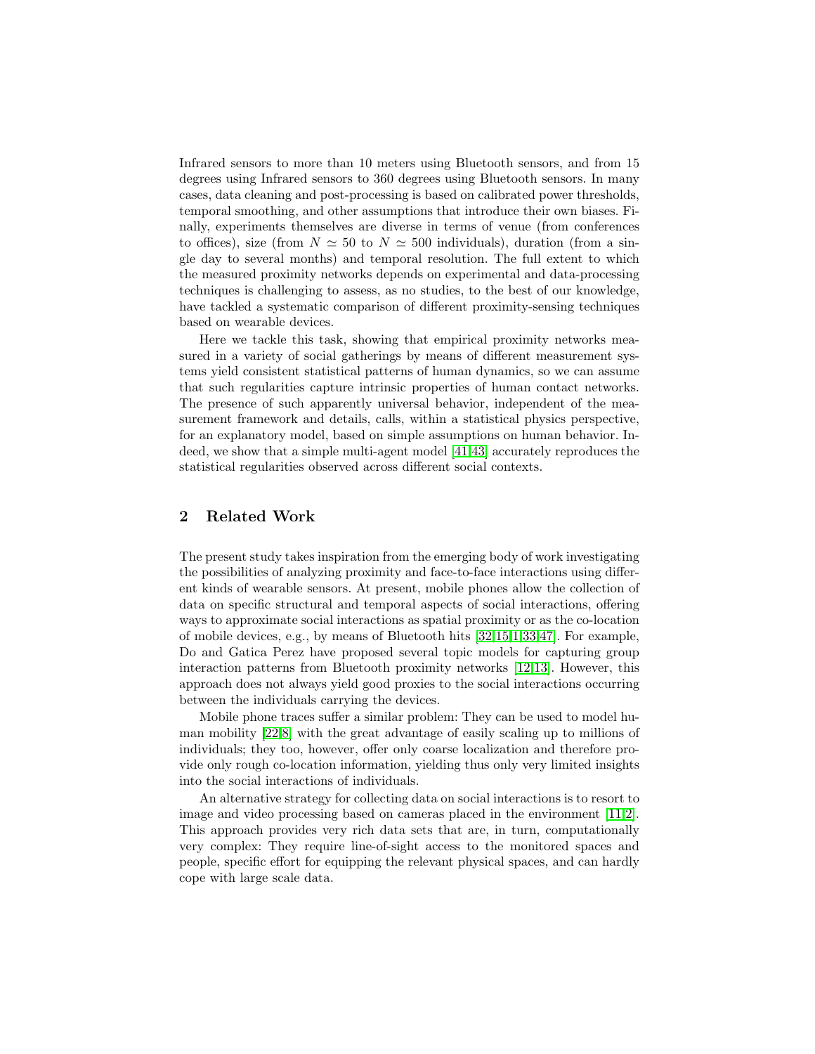Infrared sensors to more than 10 meters using Bluetooth sensors, and from 15 degrees using Infrared sensors to 360 degrees using Bluetooth sensors. In many cases, data cleaning and post-processing is based on calibrated power thresholds, temporal smoothing, and other assumptions that introduce their own biases. Finally, experiments themselves are diverse in terms of venue (from conferences to offices), size (from $N \simeq 50$ to $N \simeq 500$ individuals), duration (from a single day to several months) and temporal resolution. The full extent to which the measured proximity networks depends on experimental and data-processing techniques is challenging to assess, as no studies, to the best of our knowledge, have tackled a systematic comparison of different proximity-sensing techniques based on wearable devices.

Here we tackle this task, showing that empirical proximity networks measured in a variety of social gatherings by means of different measurement systems yield consistent statistical patterns of human dynamics, so we can assume that such regularities capture intrinsic properties of human contact networks. The presence of such apparently universal behavior, independent of the measurement framework and details, calls, within a statistical physics perspective, for an explanatory model, based on simple assumptions on human behavior. Indeed, we show that a simple multi-agent model [41,43] accurately reproduces the statistical regularities observed across different social contexts.

## 2 Related Work

The present study takes inspiration from the emerging body of work investigating the possibilities of analyzing proximity and face-to-face interactions using different kinds of wearable sensors. At present, mobile phones allow the collection of data on specific structural and temporal aspects of social interactions, offering ways to approximate social interactions as spatial proximity or as the co-location of mobile devices, e.g., by means of Bluetooth hits [32,15,1,33,47]. For example, Do and Gatica Perez have proposed several topic models for capturing group interaction patterns from Bluetooth proximity networks [12,13]. However, this approach does not always yield good proxies to the social interactions occurring between the individuals carrying the devices.

Mobile phone traces suffer a similar problem: They can be used to model human mobility [22,8] with the great advantage of easily scaling up to millions of individuals; they too, however, offer only coarse localization and therefore provide only rough co-location information, yielding thus only very limited insights into the social interactions of individuals.

An alternative strategy for collecting data on social interactions is to resort to image and video processing based on cameras placed in the environment [11,2]. This approach provides very rich data sets that are, in turn, computationally very complex: They require line-of-sight access to the monitored spaces and people, specific effort for equipping the relevant physical spaces, and can hardly cope with large scale data.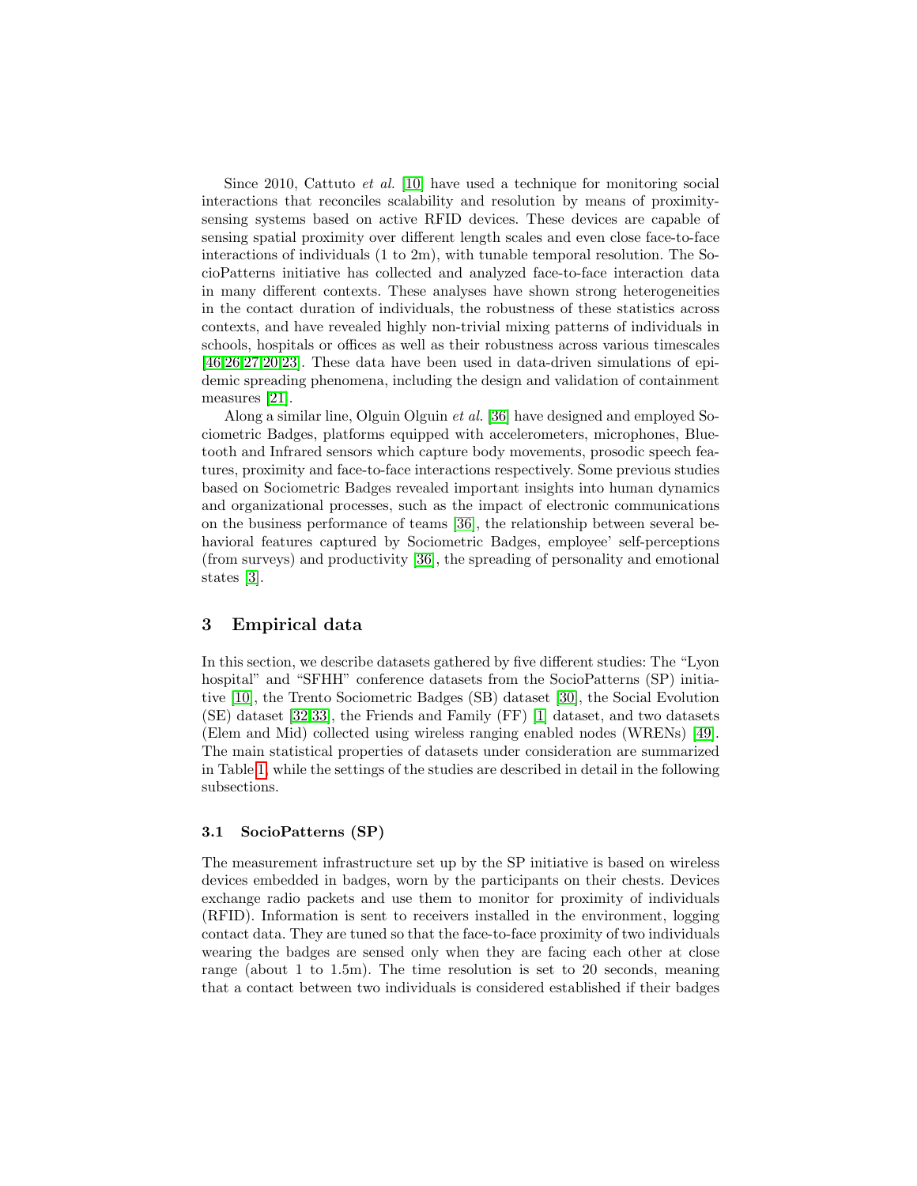Since 2010, Cattuto *et al.* [10] have used a technique for monitoring social interactions that reconciles scalability and resolution by means of proximity-sensing systems based on active RFID devices. These devices are capable of sensing spatial proximity over different length scales and even close face-to-face interactions of individuals (1 to 2m), with tunable temporal resolution. The SocioPatterns initiative has collected and analyzed face-to-face interaction data in many different contexts. These analyses have shown strong heterogeneities in the contact duration of individuals, the robustness of these statistics across contexts, and have revealed highly non-trivial mixing patterns of individuals in schools, hospitals or offices as well as their robustness across various timescales [46,26,27,20,23]. These data have been used in data-driven simulations of epidemic spreading phenomena, including the design and validation of containment measures [21].

Along a similar line, Olguin Olguin *et al.* [36] have designed and employed Sociometric Badges, platforms equipped with accelerometers, microphones, Bluetooth and Infrared sensors which capture body movements, prosodic speech features, proximity and face-to-face interactions respectively. Some previous studies based on Sociometric Badges revealed important insights into human dynamics and organizational processes, such as the impact of electronic communications on the business performance of teams [36], the relationship between several behavioral features captured by Sociometric Badges, employee' self-perceptions (from surveys) and productivity [36], the spreading of personality and emotional states [3].

## 3 Empirical data

In this section, we describe datasets gathered by five different studies: The "Lyon hospital" and "SFHH" conference datasets from the SocioPatterns (SP) initiative [10], the Trento Sociometric Badges (SB) dataset [30], the Social Evolution (SE) dataset [32,33], the Friends and Family (FF) [1] dataset, and two datasets (Elem and Mid) collected using wireless ranging enabled nodes (WRENs) [49]. The main statistical properties of datasets under consideration are summarized in Table 1, while the settings of the studies are described in detail in the following subsections.

### 3.1 SocioPatterns (SP)

The measurement infrastructure set up by the SP initiative is based on wireless devices embedded in badges, worn by the participants on their chests. Devices exchange radio packets and use them to monitor for proximity of individuals (RFID). Information is sent to receivers installed in the environment, logging contact data. They are tuned so that the face-to-face proximity of two individuals wearing the badges are sensed only when they are facing each other at close range (about 1 to 1.5m). The time resolution is set to 20 seconds, meaning that a contact between two individuals is considered established if their badges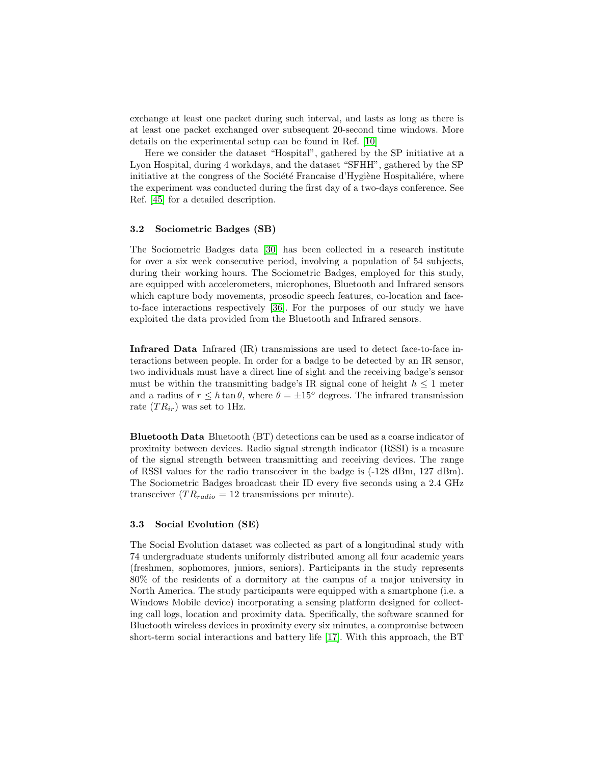exchange at least one packet during such interval, and lasts as long as there is at least one packet exchanged over subsequent 20-second time windows. More details on the experimental setup can be found in Ref. [10]

Here we consider the dataset "Hospital", gathered by the SP initiative at a Lyon Hospital, during 4 workdays, and the dataset "SFHH", gathered by the SP initiative at the congress of the Société Francaise d'Hygiène Hospitaliére, where the experiment was conducted during the first day of a two-days conference. See Ref. [45] for a detailed description.

### 3.2 Sociometric Badges (SB)

The Sociometric Badges data [30] has been collected in a research institute for over a six week consecutive period, involving a population of 54 subjects, during their working hours. The Sociometric Badges, employed for this study, are equipped with accelerometers, microphones, Bluetooth and Infrared sensors which capture body movements, prosodic speech features, co-location and face-to-face interactions respectively [36]. For the purposes of our study we have exploited the data provided from the Bluetooth and Infrared sensors.

**Infrared Data** Infrared (IR) transmissions are used to detect face-to-face interactions between people. In order for a badge to be detected by an IR sensor, two individuals must have a direct line of sight and the receiving badge's sensor must be within the transmitting badge's IR signal cone of height $h \leq 1$ meter and a radius of $r \leq h \tan\theta$, where $\theta = \pm 15^o$ degrees. The infrared transmission rate ($TR_{ir}$) was set to 1Hz.

**Bluetooth Data** Bluetooth (BT) detections can be used as a coarse indicator of proximity between devices. Radio signal strength indicator (RSSI) is a measure of the signal strength between transmitting and receiving devices. The range of RSSI values for the radio transceiver in the badge is (-128 dBm, 127 dBm). The Sociometric Badges broadcast their ID every five seconds using a 2.4 GHz transceiver ($TR_{radio}$ = 12 transmissions per minute).

### 3.3 Social Evolution (SE)

The Social Evolution dataset was collected as part of a longitudinal study with 74 undergraduate students uniformly distributed among all four academic years (freshmen, sophomores, juniors, seniors). Participants in the study represents 80% of the residents of a dormitory at the campus of a major university in North America. The study participants were equipped with a smartphone (i.e. a Windows Mobile device) incorporating a sensing platform designed for collecting call logs, location and proximity data. Specifically, the software scanned for Bluetooth wireless devices in proximity every six minutes, a compromise between short-term social interactions and battery life [17]. With this approach, the BT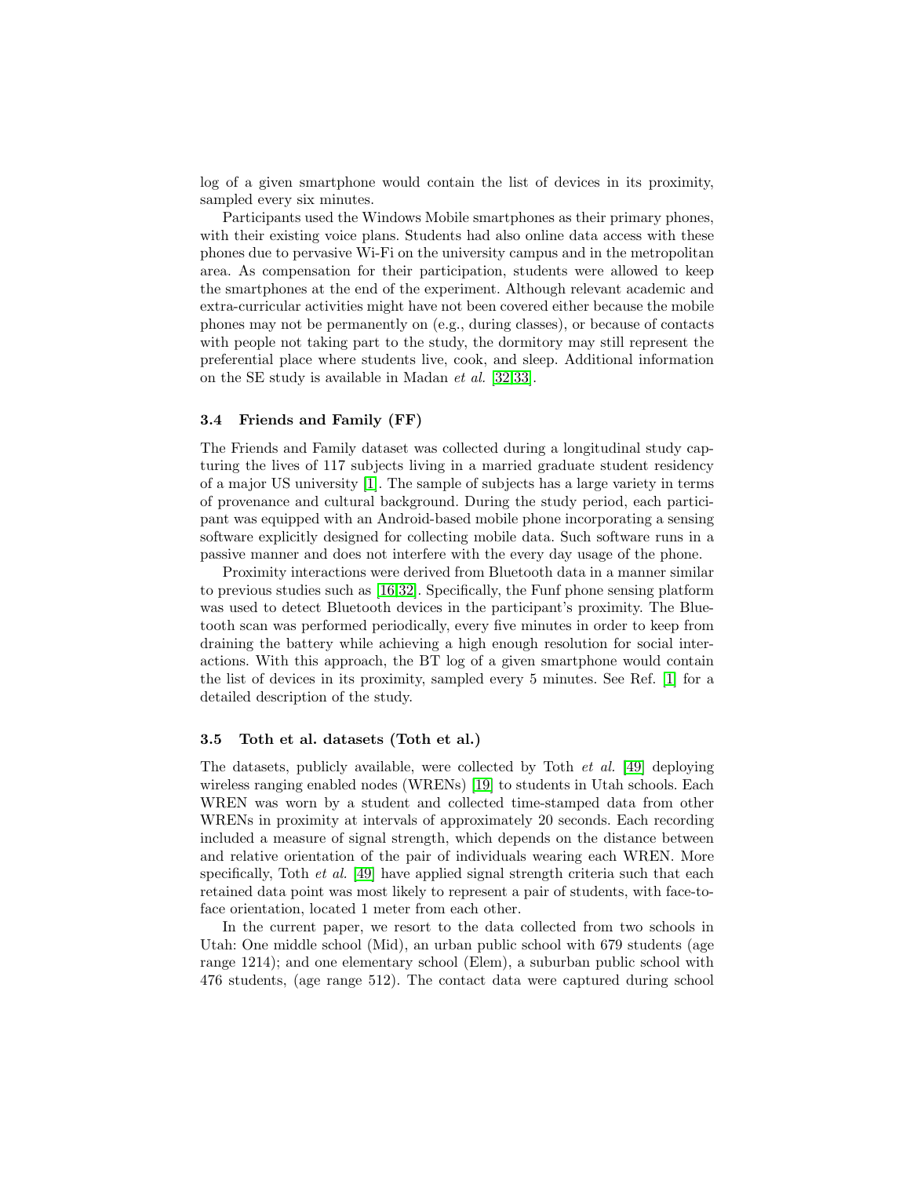log of a given smartphone would contain the list of devices in its proximity, sampled every six minutes.

Participants used the Windows Mobile smartphones as their primary phones, with their existing voice plans. Students had also online data access with these phones due to pervasive Wi-Fi on the university campus and in the metropolitan area. As compensation for their participation, students were allowed to keep the smartphones at the end of the experiment. Although relevant academic and extra-curricular activities might have not been covered either because the mobile phones may not be permanently on (e.g., during classes), or because of contacts with people not taking part to the study, the dormitory may still represent the preferential place where students live, cook, and sleep. Additional information on the SE study is available in Madan *et al.* [32,33].

### 3.4 Friends and Family (FF)

The Friends and Family dataset was collected during a longitudinal study capturing the lives of 117 subjects living in a married graduate student residency of a major US university [1]. The sample of subjects has a large variety in terms of provenance and cultural background. During the study period, each participant was equipped with an Android-based mobile phone incorporating a sensing software explicitly designed for collecting mobile data. Such software runs in a passive manner and does not interfere with the every day usage of the phone.

Proximity interactions were derived from Bluetooth data in a manner similar to previous studies such as [16,32]. Specifically, the Funf phone sensing platform was used to detect Bluetooth devices in the participant's proximity. The Bluetooth scan was performed periodically, every five minutes in order to keep from draining the battery while achieving a high enough resolution for social interactions. With this approach, the BT log of a given smartphone would contain the list of devices in its proximity, sampled every 5 minutes. See Ref. [1] for a detailed description of the study.

### 3.5 Toth et al. datasets (Toth et al.)

The datasets, publicly available, were collected by Toth *et al.* [49] deploying wireless ranging enabled nodes (WRENs) [19] to students in Utah schools. Each WREN was worn by a student and collected time-stamped data from other WRENs in proximity at intervals of approximately 20 seconds. Each recording included a measure of signal strength, which depends on the distance between and relative orientation of the pair of individuals wearing each WREN. More specifically, Toth *et al.* [49] have applied signal strength criteria such that each retained data point was most likely to represent a pair of students, with face-to-face orientation, located 1 meter from each other.

In the current paper, we resort to the data collected from two schools in Utah: One middle school (Mid), an urban public school with 679 students (age range 1214); and one elementary school (Elem), a suburban public school with 476 students, (age range 512). The contact data were captured during school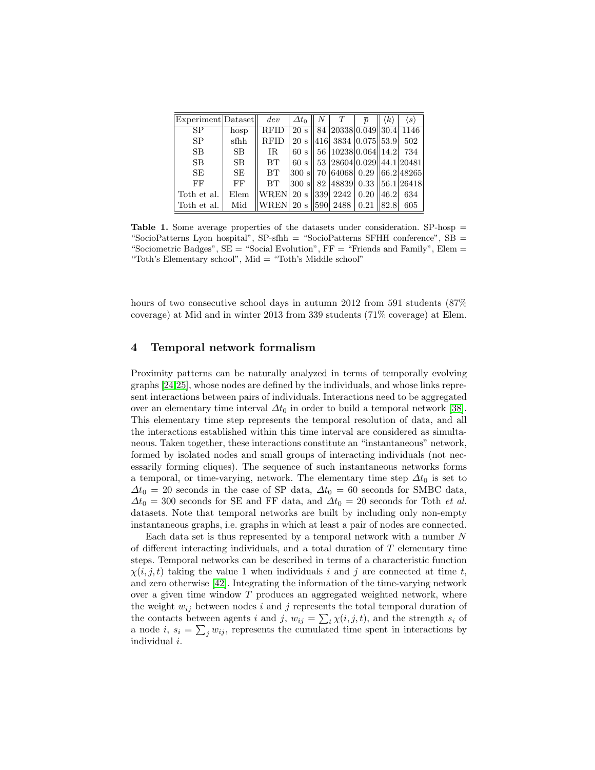| Experiment | Dataset | *dev* | $\Delta t_0$ | $N$ | $T$ | $\overline{p}$ | $\langle k \rangle$ | $\langle s \rangle$ |
|---|---|---|---|---|---|---|---|---|
| SP | hosp | RFID | 20 s | 84 | 20338 | 0.049 | 30.4 | 1146 |
| SP | sfhh | RFID | 20 s | 416 | 3834 | 0.075 | 53.9 | 502 |
| SB | SB | IR | 60 s | 56 | 10238 | 0.064 | 14.2 | 734 |
| SB | SB | BT | 60 s | 53 | 28604 | 0.029 | 44.1 | 20481 |
| SE | SE | BT | 300 s | 70 | 64068 | 0.29 | 66.2 | 48265 |
| FF | FF | BT | 300 s | 82 | 48839 | 0.33 | 56.1 | 26418 |
| Toth et al. | Elem | WREN | 20 s | 339 | 2242 | 0.20 | 46.2 | 634 |
| Toth et al. | Mid | WREN | 20 s | 590 | 2488 | 0.21 | 82.8 | 605 |

**Table 1.** Some average properties of the datasets under consideration. SP-hosp = "SocioPatterns Lyon hospital", SP-sfhh = "SocioPatterns SFHH conference", SB = "Sociometric Badges", SE = "Social Evolution", FF = "Friends and Family", Elem = "Toth's Elementary school", Mid = "Toth's Middle school"

hours of two consecutive school days in autumn 2012 from 591 students (87% coverage) at Mid and in winter 2013 from 339 students (71% coverage) at Elem.

## 4 Temporal network formalism

Proximity patterns can be naturally analyzed in terms of temporally evolving graphs [24,25], whose nodes are defined by the individuals, and whose links represent interactions between pairs of individuals. Interactions need to be aggregated over an elementary time interval $\Delta t_0$ in order to build a temporal network [38]. This elementary time step represents the temporal resolution of data, and all the interactions established within this time interval are considered as simultaneous. Taken together, these interactions constitute an "instantaneous" network, formed by isolated nodes and small groups of interacting individuals (not necessarily forming cliques). The sequence of such instantaneous networks forms a temporal, or time-varying, network. The elementary time step $\Delta t_0$ is set to $\Delta t_0 = 20$ seconds in the case of SP data, $\Delta t_0 = 60$ seconds for SMBC data, $\Delta t_0 = 300$ seconds for SE and FF data, and $\Delta t_0 = 20$ seconds for Toth *et al.* datasets. Note that temporal networks are built by including only non-empty instantaneous graphs, i.e. graphs in which at least a pair of nodes are connected.

Each data set is thus represented by a temporal network with a number $N$ of different interacting individuals, and a total duration of $T$ elementary time steps. Temporal networks can be described in terms of a characteristic function $\chi(i, j, t)$ taking the value 1 when individuals $i$ and $j$ are connected at time $t$, and zero otherwise [42]. Integrating the information of the time-varying network over a given time window $T$ produces an aggregated weighted network, where the weight $w_{ij}$ between nodes $i$ and $j$ represents the total temporal duration of the contacts between agents $i$ and $j$, $w_{ij} = \sum_t \chi(i, j, t)$, and the strength $s_i$ of a node $i$, $s_i = \sum_j w_{ij}$, represents the cumulated time spent in interactions by individual $i$.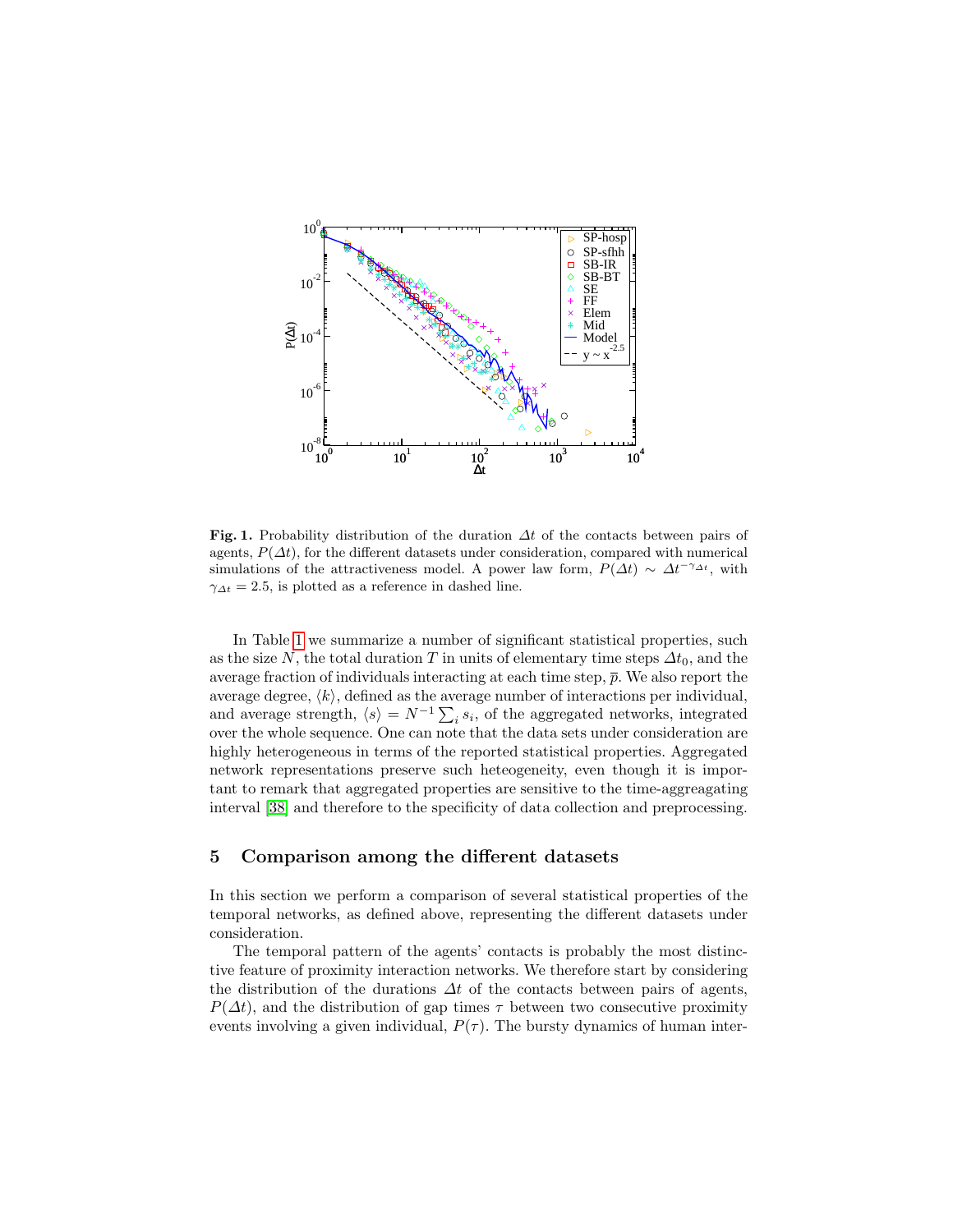**Fig. 1.** Probability distribution of the duration $\Delta t$ of the contacts between pairs of agents, $P(\Delta t)$, for the different datasets under consideration, compared with numerical simulations of the attractiveness model. A power law form, $P(\Delta t) \sim \Delta t^{-\gamma_{\Delta t}}$, with $\gamma_{\Delta t} = 2.5$, is plotted as a reference in dashed line.

In Table 1 we summarize a number of significant statistical properties, such as the size $N$, the total duration $T$ in units of elementary time steps $\Delta t_0$, and the average fraction of individuals interacting at each time step, $\overline{p}$. We also report the average degree, $\langle k \rangle$, defined as the average number of interactions per individual, and average strength, $\langle s \rangle = N^{-1} \sum_i s_i$, of the aggregated networks, integrated over the whole sequence. One can note that the data sets under consideration are highly heterogeneous in terms of the reported statistical properties. Aggregated network representations preserve such heteogeneity, even though it is important to remark that aggregated properties are sensitive to the time-aggreagating interval [38] and therefore to the specificity of data collection and preprocessing.

## 5 Comparison among the different datasets

In this section we perform a comparison of several statistical properties of the temporal networks, as defined above, representing the different datasets under consideration.

The temporal pattern of the agents' contacts is probably the most distinctive feature of proximity interaction networks. We therefore start by considering the distribution of the durations $\Delta t$ of the contacts between pairs of agents, $P(\Delta t)$, and the distribution of gap times $\tau$ between two consecutive proximity events involving a given individual, $P(\tau)$. The bursty dynamics of human inter-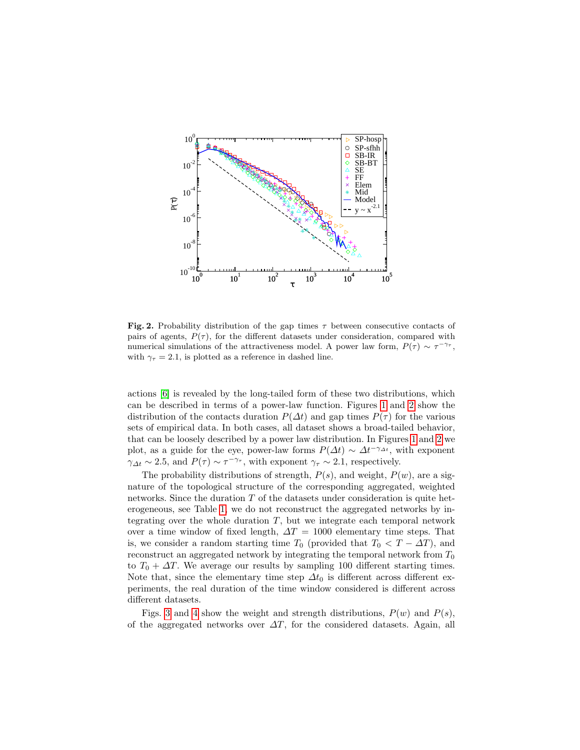**Fig. 2.** Probability distribution of the gap times $\tau$ between consecutive contacts of pairs of agents, $P(\tau)$, for the different datasets under consideration, compared with numerical simulations of the attractiveness model. A power law form, $P(\tau) \sim \tau^{-\gamma_\tau}$, with $\gamma_\tau = 2.1$, is plotted as a reference in dashed line.

actions [6] is revealed by the long-tailed form of these two distributions, which can be described in terms of a power-law function. Figures 1 and 2 show the distribution of the contacts duration $P(\Delta t)$ and gap times $P(\tau)$ for the various sets of empirical data. In both cases, all dataset shows a broad-tailed behavior, that can be loosely described by a power law distribution. In Figures 1 and 2 we plot, as a guide for the eye, power-law forms $P(\Delta t) \sim \Delta t^{-\gamma_{\Delta t}}$, with exponent $\gamma_{\Delta t} \sim 2.5$, and $P(\tau) \sim \tau^{-\gamma_\tau}$, with exponent $\gamma_\tau \sim 2.1$, respectively.

The probability distributions of strength, $P(s)$, and weight, $P(w)$, are a signature of the topological structure of the corresponding aggregated, weighted networks. Since the duration $T$ of the datasets under consideration is quite heterogeneous, see Table 1, we do not reconstruct the aggregated networks by integrating over the whole duration $T$, but we integrate each temporal network over a time window of fixed length, $\Delta T = 1000$ elementary time steps. That is, we consider a random starting time $T_0$ (provided that $T_0 < T - \Delta T$), and reconstruct an aggregated network by integrating the temporal network from $T_0$ to $T_0 + \Delta T$. We average our results by sampling 100 different starting times. Note that, since the elementary time step $\Delta t_0$ is different across different experiments, the real duration of the time window considered is different across different datasets.

Figs. 3 and 4 show the weight and strength distributions, $P(w)$ and $P(s)$, of the aggregated networks over $\Delta T$, for the considered datasets. Again, all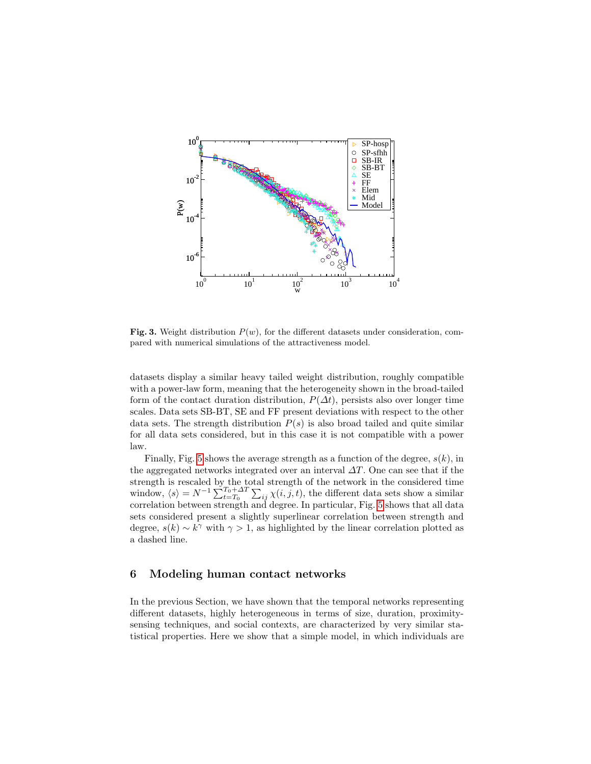**Fig. 3.** Weight distribution $P(w)$, for the different datasets under consideration, compared with numerical simulations of the attractiveness model.

datasets display a similar heavy tailed weight distribution, roughly compatible with a power-law form, meaning that the heterogeneity shown in the broad-tailed form of the contact duration distribution, $P(\Delta t)$, persists also over longer time scales. Data sets SB-BT, SE and FF present deviations with respect to the other data sets. The strength distribution $P(s)$ is also broad tailed and quite similar for all data sets considered, but in this case it is not compatible with a power law.

Finally, Fig. 5 shows the average strength as a function of the degree, $s(k)$, in the aggregated networks integrated over an interval $\Delta T$. One can see that if the strength is rescaled by the total strength of the network in the considered time window, $\langle s \rangle = N^{-1} \sum_{t=T_0}^{T_0+\Delta T} \sum_{ij} \chi(i,j,t)$, the different data sets show a similar correlation between strength and degree. In particular, Fig. 5 shows that all data sets considered present a slightly superlinear correlation between strength and degree, $s(k) \sim k^{\gamma}$ with $\gamma > 1$, as highlighted by the linear correlation plotted as a dashed line.

## 6 Modeling human contact networks

In the previous Section, we have shown that the temporal networks representing different datasets, highly heterogeneous in terms of size, duration, proximity-sensing techniques, and social contexts, are characterized by very similar statistical properties. Here we show that a simple model, in which individuals are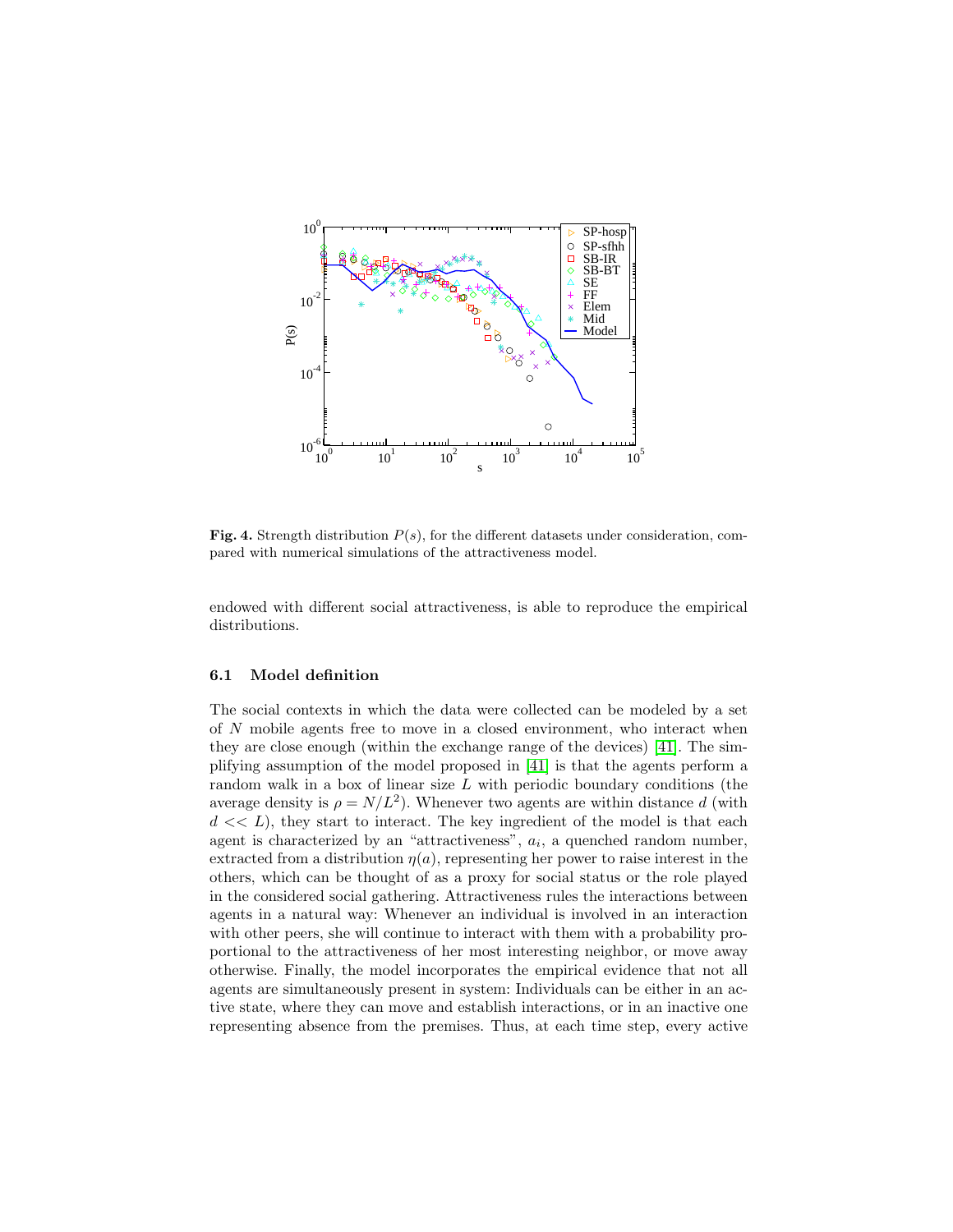**Fig. 4.** Strength distribution $P(s)$, for the different datasets under consideration, compared with numerical simulations of the attractiveness model.

endowed with different social attractiveness, is able to reproduce the empirical distributions.

### 6.1 Model definition

The social contexts in which the data were collected can be modeled by a set of $N$ mobile agents free to move in a closed environment, who interact when they are close enough (within the exchange range of the devices) [41]. The simplifying assumption of the model proposed in [41] is that the agents perform a random walk in a box of linear size $L$ with periodic boundary conditions (the average density is $\rho = N/L^2$). Whenever two agents are within distance $d$ (with $d << L$), they start to interact. The key ingredient of the model is that each agent is characterized by an "attractiveness", $a_i$, a quenched random number, extracted from a distribution $\eta(a)$, representing her power to raise interest in the others, which can be thought of as a proxy for social status or the role played in the considered social gathering. Attractiveness rules the interactions between agents in a natural way: Whenever an individual is involved in an interaction with other peers, she will continue to interact with them with a probability proportional to the attractiveness of her most interesting neighbor, or move away otherwise. Finally, the model incorporates the empirical evidence that not all agents are simultaneously present in system: Individuals can be either in an active state, where they can move and establish interactions, or in an inactive one representing absence from the premises. Thus, at each time step, every active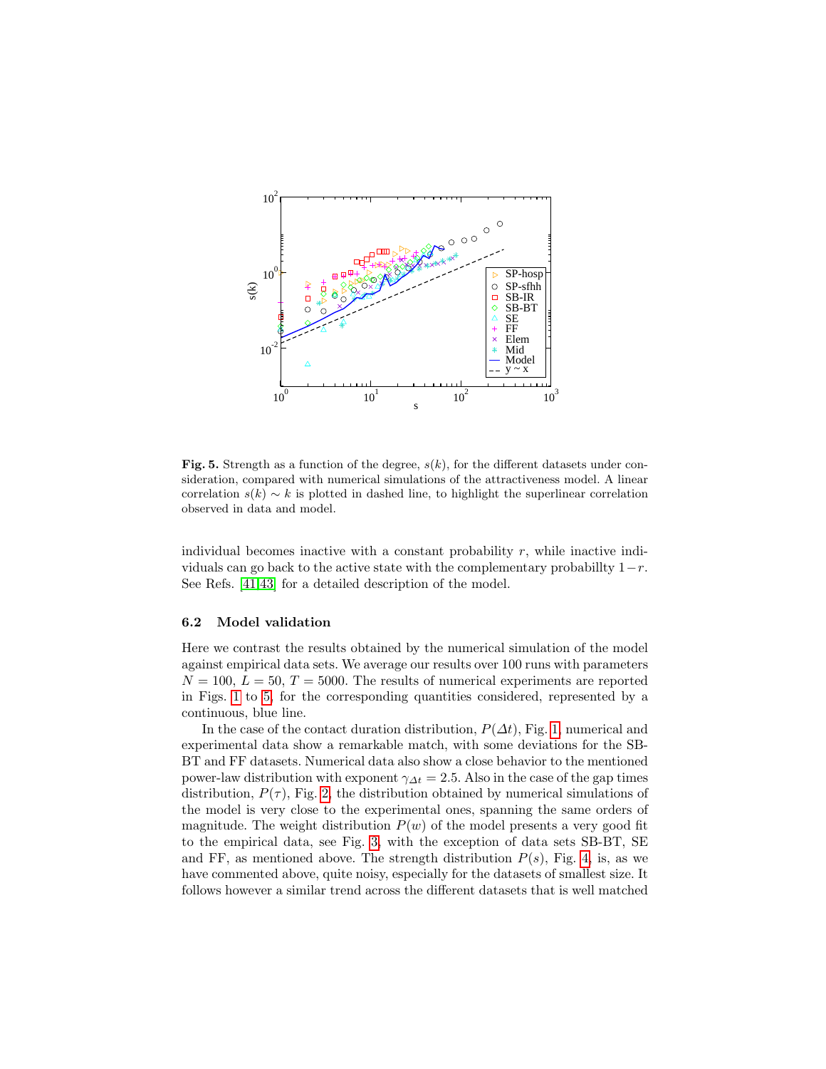**Fig. 5.** Strength as a function of the degree, $s(k)$, for the different datasets under consideration, compared with numerical simulations of the attractiveness model. A linear correlation $s(k) \sim k$ is plotted in dashed line, to highlight the superlinear correlation observed in data and model.

individual becomes inactive with a constant probability $r$, while inactive individuals can go back to the active state with the complementary probabillty $1-r$. See Refs. [41,43] for a detailed description of the model.

### 6.2 Model validation

Here we contrast the results obtained by the numerical simulation of the model against empirical data sets. We average our results over 100 runs with parameters $N = 100$, $L = 50$, $T = 5000$. The results of numerical experiments are reported in Figs. 1 to 5, for the corresponding quantities considered, represented by a continuous, blue line.

In the case of the contact duration distribution, $P(\Delta t)$, Fig. 1, numerical and experimental data show a remarkable match, with some deviations for the SB-BT and FF datasets. Numerical data also show a close behavior to the mentioned power-law distribution with exponent $\gamma_{\Delta t} = 2.5$. Also in the case of the gap times distribution, $P(\tau)$, Fig. 2, the distribution obtained by numerical simulations of the model is very close to the experimental ones, spanning the same orders of magnitude. The weight distribution $P(w)$ of the model presents a very good fit to the empirical data, see Fig. 3, with the exception of data sets SB-BT, SE and FF, as mentioned above. The strength distribution $P(s)$, Fig. 4, is, as we have commented above, quite noisy, especially for the datasets of smallest size. It follows however a similar trend across the different datasets that is well matched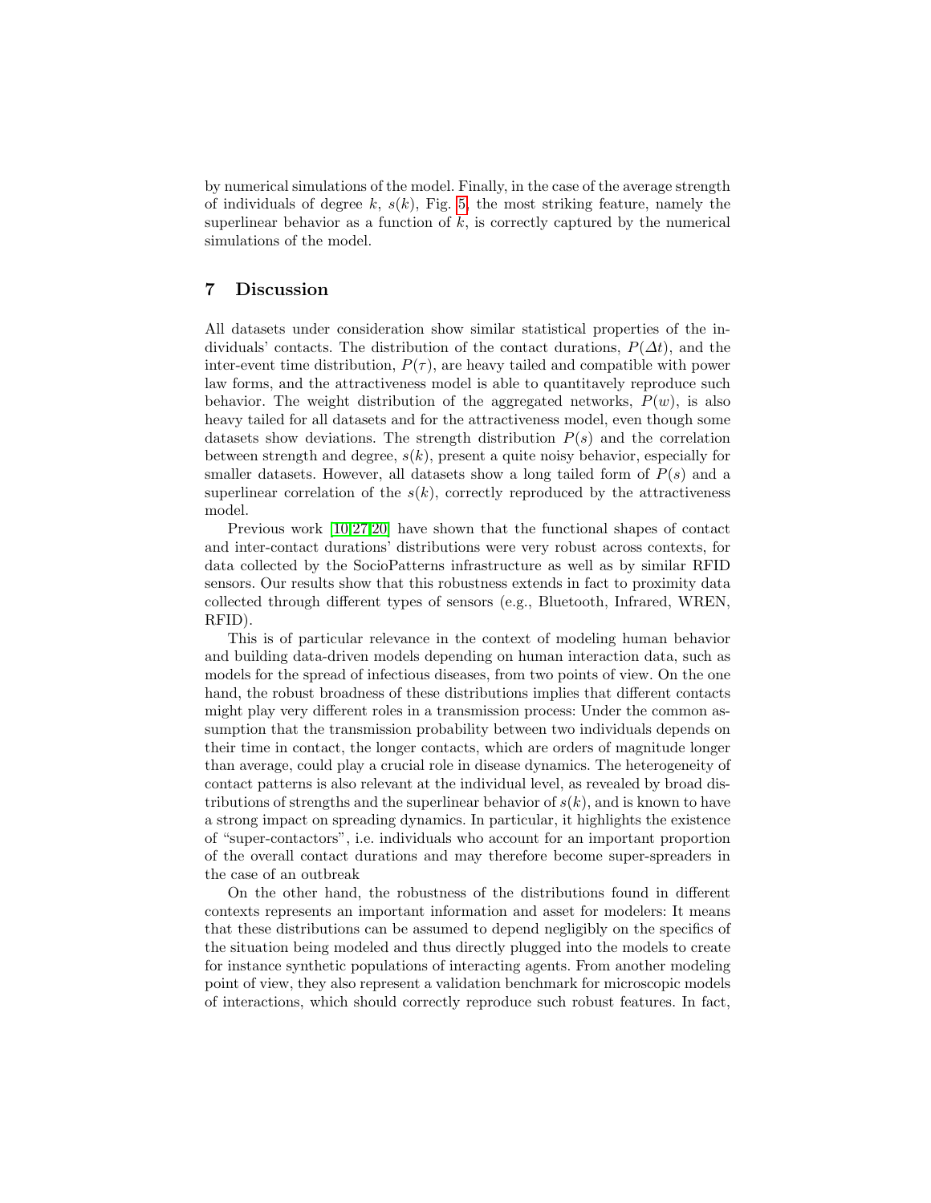by numerical simulations of the model. Finally, in the case of the average strength of individuals of degree $k$, $s(k)$, Fig. 5, the most striking feature, namely the superlinear behavior as a function of $k$, is correctly captured by the numerical simulations of the model.

## 7 Discussion

All datasets under consideration show similar statistical properties of the individuals' contacts. The distribution of the contact durations, $P(\Delta t)$, and the inter-event time distribution, $P(\tau)$, are heavy tailed and compatible with power law forms, and the attractiveness model is able to quantitavely reproduce such behavior. The weight distribution of the aggregated networks, $P(w)$, is also heavy tailed for all datasets and for the attractiveness model, even though some datasets show deviations. The strength distribution $P(s)$ and the correlation between strength and degree, $s(k)$, present a quite noisy behavior, especially for smaller datasets. However, all datasets show a long tailed form of $P(s)$ and a superlinear correlation of the $s(k)$, correctly reproduced by the attractiveness model.

Previous work [10,27,20] have shown that the functional shapes of contact and inter-contact durations' distributions were very robust across contexts, for data collected by the SocioPatterns infrastructure as well as by similar RFID sensors. Our results show that this robustness extends in fact to proximity data collected through different types of sensors (e.g., Bluetooth, Infrared, WREN, RFID).

This is of particular relevance in the context of modeling human behavior and building data-driven models depending on human interaction data, such as models for the spread of infectious diseases, from two points of view. On the one hand, the robust broadness of these distributions implies that different contacts might play very different roles in a transmission process: Under the common assumption that the transmission probability between two individuals depends on their time in contact, the longer contacts, which are orders of magnitude longer than average, could play a crucial role in disease dynamics. The heterogeneity of contact patterns is also relevant at the individual level, as revealed by broad distributions of strengths and the superlinear behavior of $s(k)$, and is known to have a strong impact on spreading dynamics. In particular, it highlights the existence of "super-contactors", i.e. individuals who account for an important proportion of the overall contact durations and may therefore become super-spreaders in the case of an outbreak

On the other hand, the robustness of the distributions found in different contexts represents an important information and asset for modelers: It means that these distributions can be assumed to depend negligibly on the specifics of the situation being modeled and thus directly plugged into the models to create for instance synthetic populations of interacting agents. From another modeling point of view, they also represent a validation benchmark for microscopic models of interactions, which should correctly reproduce such robust features. In fact,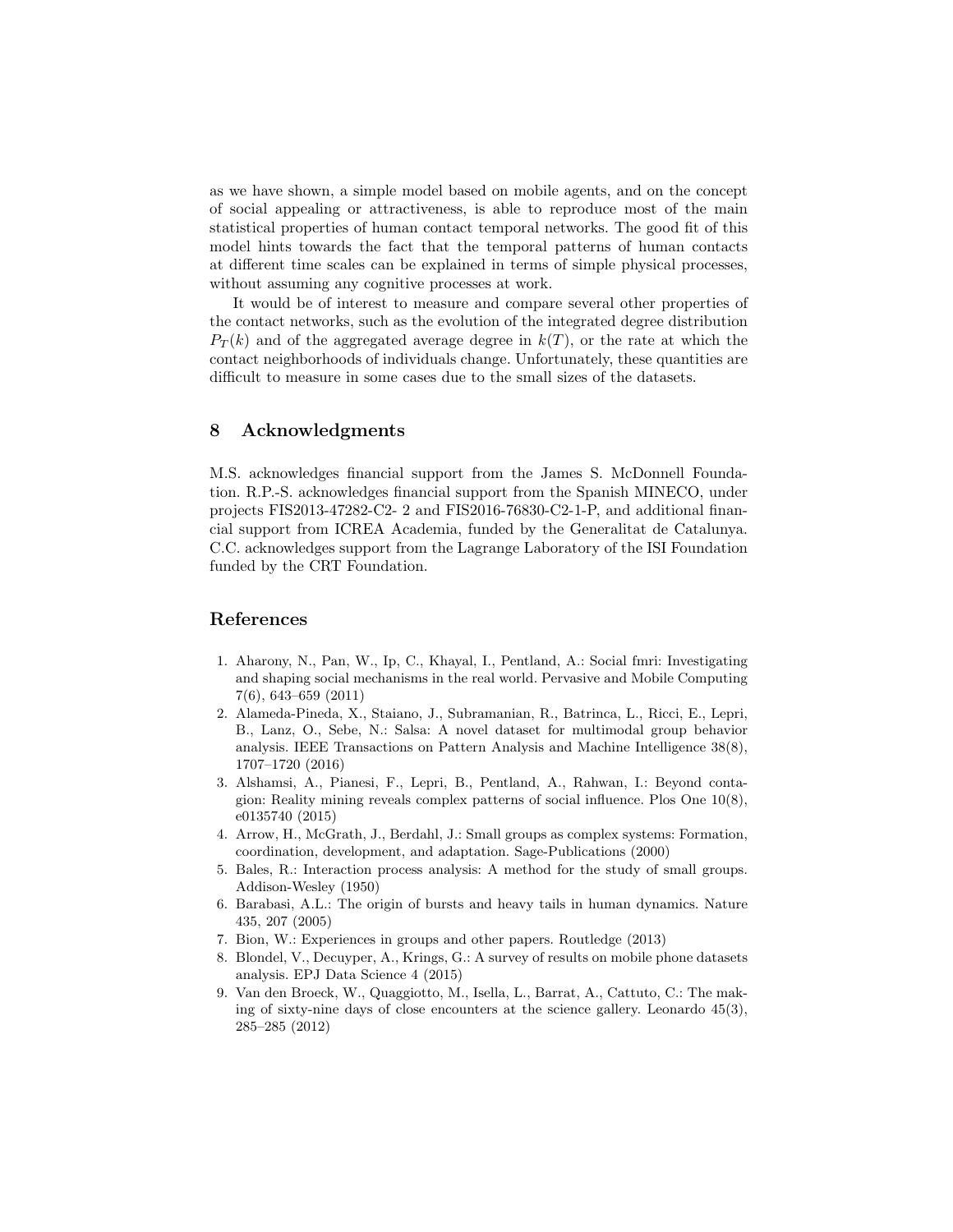as we have shown, a simple model based on mobile agents, and on the concept of social appealing or attractiveness, is able to reproduce most of the main statistical properties of human contact temporal networks. The good fit of this model hints towards the fact that the temporal patterns of human contacts at different time scales can be explained in terms of simple physical processes, without assuming any cognitive processes at work.

It would be of interest to measure and compare several other properties of the contact networks, such as the evolution of the integrated degree distribution $P_T(k)$ and of the aggregated average degree in $k(T)$, or the rate at which the contact neighborhoods of individuals change. Unfortunately, these quantities are difficult to measure in some cases due to the small sizes of the datasets.

## 8 Acknowledgments

M.S. acknowledges financial support from the James S. McDonnell Foundation. R.P.-S. acknowledges financial support from the Spanish MINECO, under projects FIS2013-47282-C2- 2 and FIS2016-76830-C2-1-P, and additional financial support from ICREA Academia, funded by the Generalitat de Catalunya. C.C. acknowledges support from the Lagrange Laboratory of the ISI Foundation funded by the CRT Foundation.

## References

1. Aharony, N., Pan, W., Ip, C., Khayal, I., Pentland, A.: Social fmri: Investigating and shaping social mechanisms in the real world. Pervasive and Mobile Computing 7(6), 643–659 (2011)
2. Alameda-Pineda, X., Staiano, J., Subramanian, R., Batrinca, L., Ricci, E., Lepri, B., Lanz, O., Sebe, N.: Salsa: A novel dataset for multimodal group behavior analysis. IEEE Transactions on Pattern Analysis and Machine Intelligence 38(8), 1707–1720 (2016)
3. Alshamsi, A., Pianesi, F., Lepri, B., Pentland, A., Rahwan, I.: Beyond contagion: Reality mining reveals complex patterns of social influence. Plos One 10(8), e0135740 (2015)
4. Arrow, H., McGrath, J., Berdahl, J.: Small groups as complex systems: Formation, coordination, development, and adaptation. Sage-Publications (2000)
5. Bales, R.: Interaction process analysis: A method for the study of small groups. Addison-Wesley (1950)
6. Barabasi, A.L.: The origin of bursts and heavy tails in human dynamics. Nature 435, 207 (2005)
7. Bion, W.: Experiences in groups and other papers. Routledge (2013)
8. Blondel, V., Decuyper, A., Krings, G.: A survey of results on mobile phone datasets analysis. EPJ Data Science 4 (2015)
9. Van den Broeck, W., Quaggiotto, M., Isella, L., Barrat, A., Cattuto, C.: The making of sixty-nine days of close encounters at the science gallery. Leonardo 45(3), 285–285 (2012)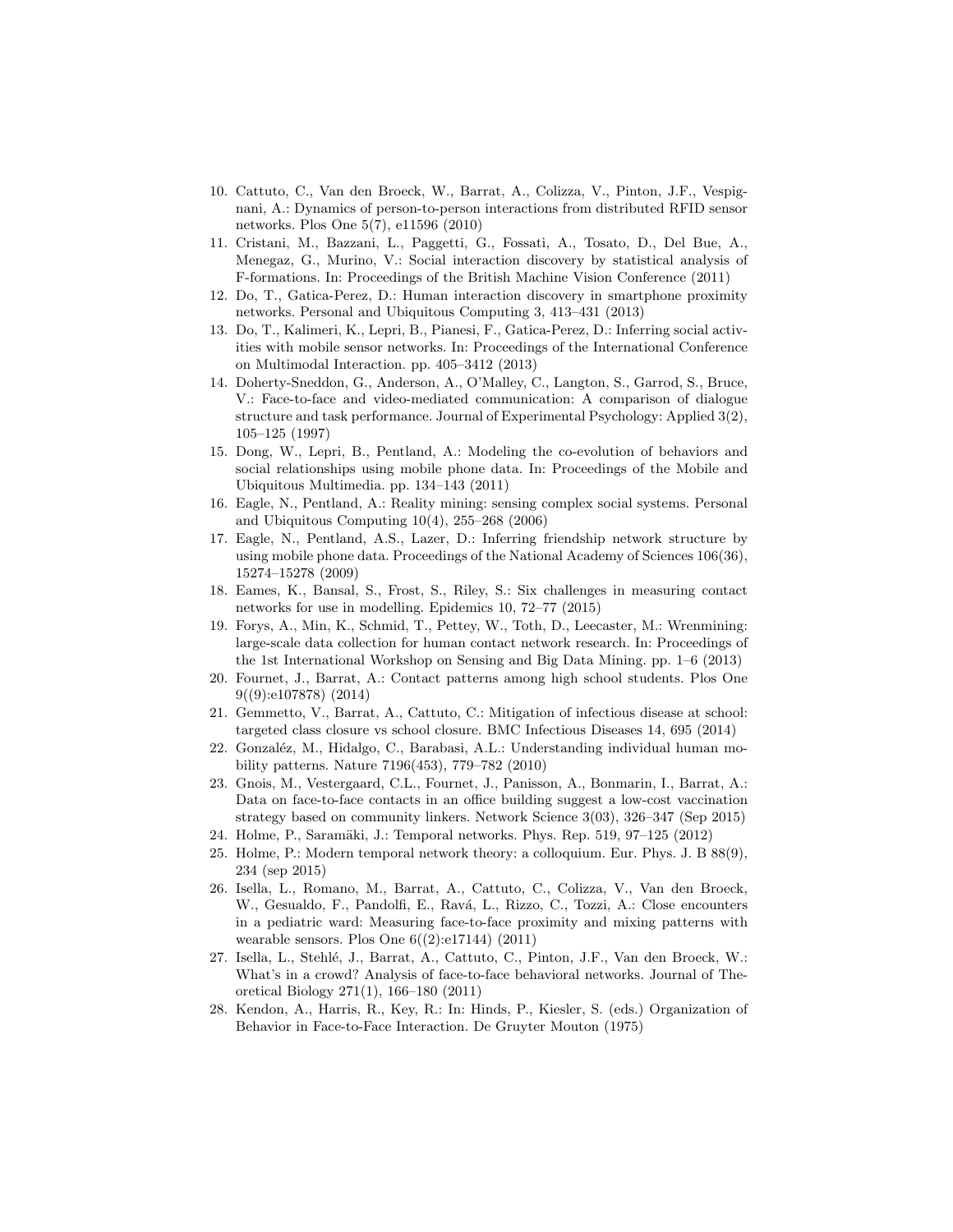10. Cattuto, C., Van den Broeck, W., Barrat, A., Colizza, V., Pinton, J.F., Vespignani, A.: Dynamics of person-to-person interactions from distributed RFID sensor networks. Plos One 5(7), e11596 (2010)
11. Cristani, M., Bazzani, L., Paggetti, G., Fossati, A., Tosato, D., Del Bue, A., Menegaz, G., Murino, V.: Social interaction discovery by statistical analysis of F-formations. In: Proceedings of the British Machine Vision Conference (2011)
12. Do, T., Gatica-Perez, D.: Human interaction discovery in smartphone proximity networks. Personal and Ubiquitous Computing 3, 413–431 (2013)
13. Do, T., Kalimeri, K., Lepri, B., Pianesi, F., Gatica-Perez, D.: Inferring social activities with mobile sensor networks. In: Proceedings of the International Conference on Multimodal Interaction. pp. 405–3412 (2013)
14. Doherty-Sneddon, G., Anderson, A., O'Malley, C., Langton, S., Garrod, S., Bruce, V.: Face-to-face and video-mediated communication: A comparison of dialogue structure and task performance. Journal of Experimental Psychology: Applied 3(2), 105–125 (1997)
15. Dong, W., Lepri, B., Pentland, A.: Modeling the co-evolution of behaviors and social relationships using mobile phone data. In: Proceedings of the Mobile and Ubiquitous Multimedia. pp. 134–143 (2011)
16. Eagle, N., Pentland, A.: Reality mining: sensing complex social systems. Personal and Ubiquitous Computing 10(4), 255–268 (2006)
17. Eagle, N., Pentland, A.S., Lazer, D.: Inferring friendship network structure by using mobile phone data. Proceedings of the National Academy of Sciences 106(36), 15274–15278 (2009)
18. Eames, K., Bansal, S., Frost, S., Riley, S.: Six challenges in measuring contact networks for use in modelling. Epidemics 10, 72–77 (2015)
19. Forys, A., Min, K., Schmid, T., Pettey, W., Toth, D., Leecaster, M.: Wrenmining: large-scale data collection for human contact network research. In: Proceedings of the 1st International Workshop on Sensing and Big Data Mining. pp. 1–6 (2013)
20. Fournet, J., Barrat, A.: Contact patterns among high school students. Plos One 9((9):e107878) (2014)
21. Gemmetto, V., Barrat, A., Cattuto, C.: Mitigation of infectious disease at school: targeted class closure vs school closure. BMC Infectious Diseases 14, 695 (2014)
22. Gonzaléz, M., Hidalgo, C., Barabasi, A.L.: Understanding individual human mobility patterns. Nature 7196(453), 779–782 (2010)
23. Gnois, M., Vestergaard, C.L., Fournet, J., Panisson, A., Bonmarin, I., Barrat, A.: Data on face-to-face contacts in an office building suggest a low-cost vaccination strategy based on community linkers. Network Science 3(03), 326–347 (Sep 2015)
24. Holme, P., Saramäki, J.: Temporal networks. Phys. Rep. 519, 97–125 (2012)
25. Holme, P.: Modern temporal network theory: a colloquium. Eur. Phys. J. B 88(9), 234 (sep 2015)
26. Isella, L., Romano, M., Barrat, A., Cattuto, C., Colizza, V., Van den Broeck, W., Gesualdo, F., Pandolfi, E., Ravá, L., Rizzo, C., Tozzi, A.: Close encounters in a pediatric ward: Measuring face-to-face proximity and mixing patterns with wearable sensors. Plos One 6((2):e17144) (2011)
27. Isella, L., Stehlé, J., Barrat, A., Cattuto, C., Pinton, J.F., Van den Broeck, W.: What's in a crowd? Analysis of face-to-face behavioral networks. Journal of Theoretical Biology 271(1), 166–180 (2011)
28. Kendon, A., Harris, R., Key, R.: In: Hinds, P., Kiesler, S. (eds.) Organization of Behavior in Face-to-Face Interaction. De Gruyter Mouton (1975)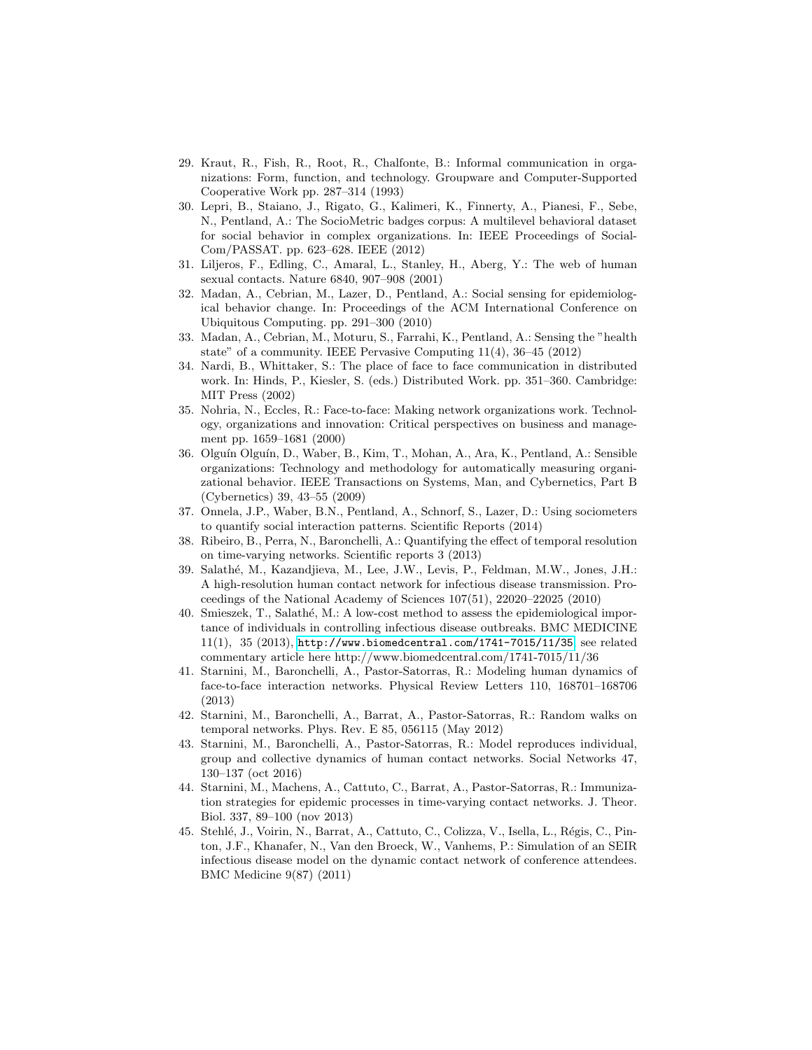29. Kraut, R., Fish, R., Root, R., Chalfonte, B.: Informal communication in organizations: Form, function, and technology. Groupware and Computer-Supported Cooperative Work pp. 287–314 (1993)
30. Lepri, B., Staiano, J., Rigato, G., Kalimeri, K., Finnerty, A., Pianesi, F., Sebe, N., Pentland, A.: The SocioMetric badges corpus: A multilevel behavioral dataset for social behavior in complex organizations. In: IEEE Proceedings of SocialCom/PASSAT. pp. 623–628. IEEE (2012)
31. Liljeros, F., Edling, C., Amaral, L., Stanley, H., Aberg, Y.: The web of human sexual contacts. Nature 6840, 907–908 (2001)
32. Madan, A., Cebrian, M., Lazer, D., Pentland, A.: Social sensing for epidemiological behavior change. In: Proceedings of the ACM International Conference on Ubiquitous Computing. pp. 291–300 (2010)
33. Madan, A., Cebrian, M., Moturu, S., Farrahi, K., Pentland, A.: Sensing the "health state" of a community. IEEE Pervasive Computing 11(4), 36–45 (2012)
34. Nardi, B., Whittaker, S.: The place of face to face communication in distributed work. In: Hinds, P., Kiesler, S. (eds.) Distributed Work. pp. 351–360. Cambridge: MIT Press (2002)
35. Nohria, N., Eccles, R.: Face-to-face: Making network organizations work. Technology, organizations and innovation: Critical perspectives on business and management pp. 1659–1681 (2000)
36. Olguín Olguín, D., Waber, B., Kim, T., Mohan, A., Ara, K., Pentland, A.: Sensible organizations: Technology and methodology for automatically measuring organizational behavior. IEEE Transactions on Systems, Man, and Cybernetics, Part B (Cybernetics) 39, 43–55 (2009)
37. Onnela, J.P., Waber, B.N., Pentland, A., Schnorf, S., Lazer, D.: Using sociometers to quantify social interaction patterns. Scientific Reports (2014)
38. Ribeiro, B., Perra, N., Baronchelli, A.: Quantifying the effect of temporal resolution on time-varying networks. Scientific reports 3 (2013)
39. Salathé, M., Kazandjieva, M., Lee, J.W., Levis, P., Feldman, M.W., Jones, J.H.: A high-resolution human contact network for infectious disease transmission. Proceedings of the National Academy of Sciences 107(51), 22020–22025 (2010)
40. Smieszek, T., Salathé, M.: A low-cost method to assess the epidemiological importance of individuals in controlling infectious disease outbreaks. BMC MEDICINE 11(1), 35 (2013), http://www.biomedcentral.com/1741-7015/11/35, see related commentary article here http://www.biomedcentral.com/1741-7015/11/36
41. Starnini, M., Baronchelli, A., Pastor-Satorras, R.: Modeling human dynamics of face-to-face interaction networks. Physical Review Letters 110, 168701–168706 (2013)
42. Starnini, M., Baronchelli, A., Barrat, A., Pastor-Satorras, R.: Random walks on temporal networks. Phys. Rev. E 85, 056115 (May 2012)
43. Starnini, M., Baronchelli, A., Pastor-Satorras, R.: Model reproduces individual, group and collective dynamics of human contact networks. Social Networks 47, 130–137 (oct 2016)
44. Starnini, M., Machens, A., Cattuto, C., Barrat, A., Pastor-Satorras, R.: Immunization strategies for epidemic processes in time-varying contact networks. J. Theor. Biol. 337, 89–100 (nov 2013)
45. Stehlé, J., Voirin, N., Barrat, A., Cattuto, C., Colizza, V., Isella, L., Régis, C., Pinton, J.F., Khanafer, N., Van den Broeck, W., Vanhems, P.: Simulation of an SEIR infectious disease model on the dynamic contact network of conference attendees. BMC Medicine 9(87) (2011)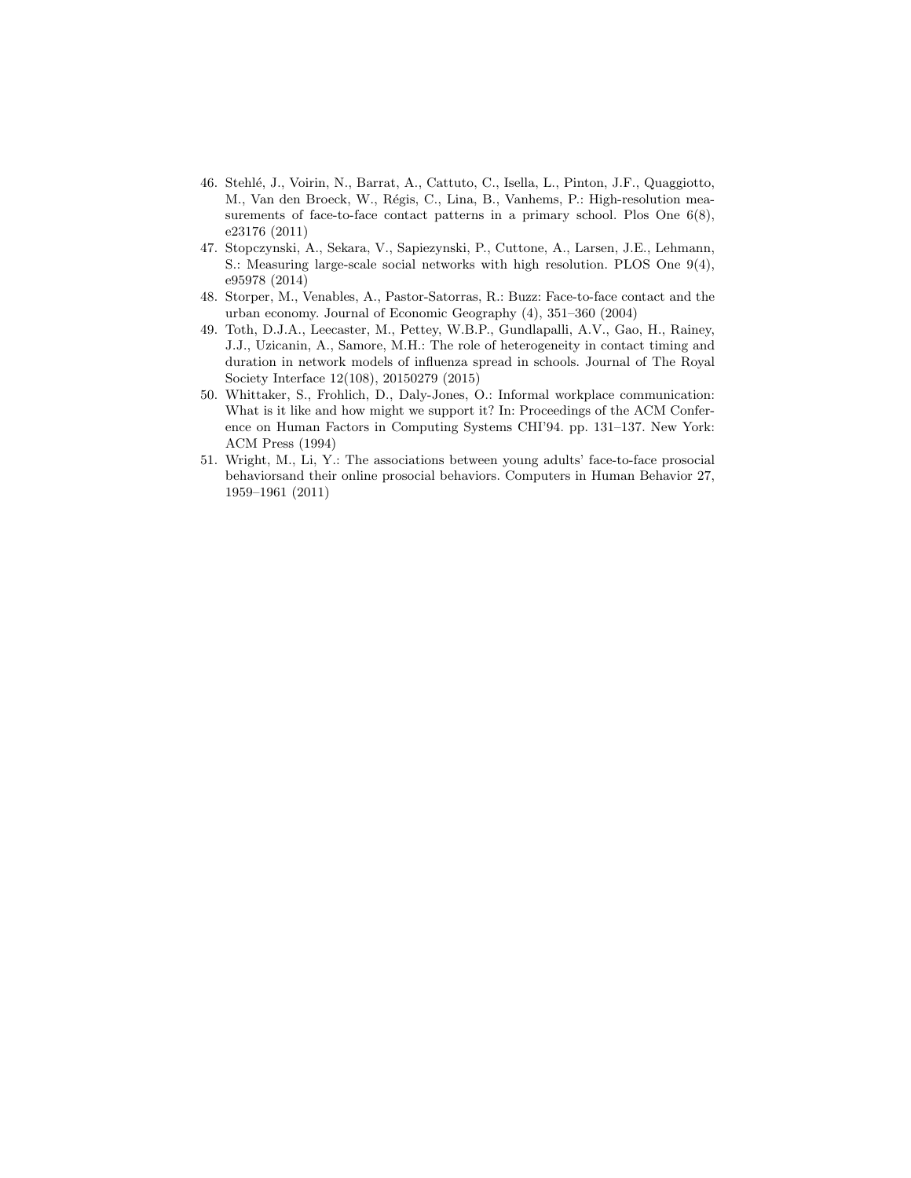46. Stehlé, J., Voirin, N., Barrat, A., Cattuto, C., Isella, L., Pinton, J.F., Quaggiotto, M., Van den Broeck, W., Régis, C., Lina, B., Vanhems, P.: High-resolution measurements of face-to-face contact patterns in a primary school. Plos One 6(8), e23176 (2011)
47. Stopczynski, A., Sekara, V., Sapiezynski, P., Cuttone, A., Larsen, J.E., Lehmann, S.: Measuring large-scale social networks with high resolution. PLOS One 9(4), e95978 (2014)
48. Storper, M., Venables, A., Pastor-Satorras, R.: Buzz: Face-to-face contact and the urban economy. Journal of Economic Geography (4), 351–360 (2004)
49. Toth, D.J.A., Leecaster, M., Pettey, W.B.P., Gundlapalli, A.V., Gao, H., Rainey, J.J., Uzicanin, A., Samore, M.H.: The role of heterogeneity in contact timing and duration in network models of influenza spread in schools. Journal of The Royal Society Interface 12(108), 20150279 (2015)
50. Whittaker, S., Frohlich, D., Daly-Jones, O.: Informal workplace communication: What is it like and how might we support it? In: Proceedings of the ACM Conference on Human Factors in Computing Systems CHI'94. pp. 131–137. New York: ACM Press (1994)
51. Wright, M., Li, Y.: The associations between young adults' face-to-face prosocial behaviorsand their online prosocial behaviors. Computers in Human Behavior 27, 1959–1961 (2011)